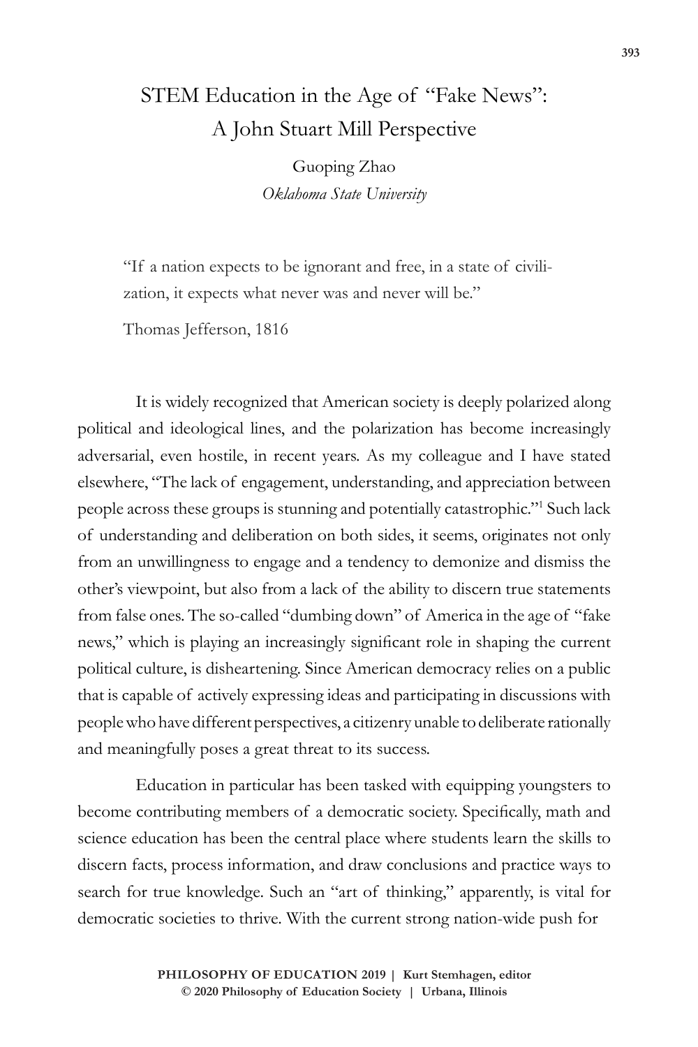# STEM Education in the Age of "Fake News": A John Stuart Mill Perspective

Guoping Zhao

*Oklahoma State University*

> "If a nation expects to be ignorant and free, in a state of civilization, it expects what never was and never will be."
>
> Thomas Jefferson, 1816

It is widely recognized that American society is deeply polarized along political and ideological lines, and the polarization has become increasingly adversarial, even hostile, in recent years. As my colleague and I have stated elsewhere, "The lack of engagement, understanding, and appreciation between people across these groups is stunning and potentially catastrophic."[1] Such lack of understanding and deliberation on both sides, it seems, originates not only from an unwillingness to engage and a tendency to demonize and dismiss the other's viewpoint, but also from a lack of the ability to discern true statements from false ones. The so-called "dumbing down" of America in the age of "fake news," which is playing an increasingly significant role in shaping the current political culture, is disheartening. Since American democracy relies on a public that is capable of actively expressing ideas and participating in discussions with people who have different perspectives, a citizenry unable to deliberate rationally and meaningfully poses a great threat to its success.

Education in particular has been tasked with equipping youngsters to become contributing members of a democratic society. Specifically, math and science education has been the central place where students learn the skills to discern facts, process information, and draw conclusions and practice ways to search for true knowledge. Such an "art of thinking," apparently, is vital for democratic societies to thrive. With the current strong nation-wide push for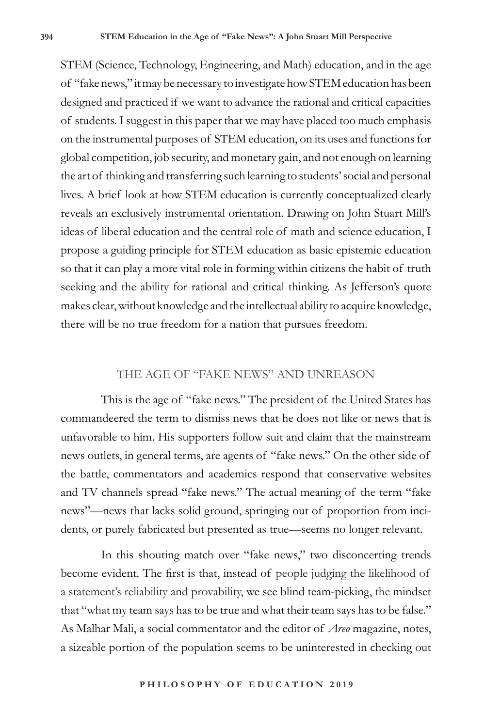STEM (Science, Technology, Engineering, and Math) education, and in the age of "fake news," it may be necessary to investigate how STEM education has been designed and practiced if we want to advance the rational and critical capacities of students. I suggest in this paper that we may have placed too much emphasis on the instrumental purposes of STEM education, on its uses and functions for global competition, job security, and monetary gain, and not enough on learning the art of thinking and transferring such learning to students' social and personal lives. A brief look at how STEM education is currently conceptualized clearly reveals an exclusively instrumental orientation. Drawing on John Stuart Mill's ideas of liberal education and the central role of math and science education, I propose a guiding principle for STEM education as basic epistemic education so that it can play a more vital role in forming within citizens the habit of truth seeking and the ability for rational and critical thinking. As Jefferson's quote makes clear, without knowledge and the intellectual ability to acquire knowledge, there will be no true freedom for a nation that pursues freedom.

## THE AGE OF "FAKE NEWS" AND UNREASON

This is the age of "fake news." The president of the United States has commandeered the term to dismiss news that he does not like or news that is unfavorable to him. His supporters follow suit and claim that the mainstream news outlets, in general terms, are agents of "fake news." On the other side of the battle, commentators and academics respond that conservative websites and TV channels spread "fake news." The actual meaning of the term "fake news"—news that lacks solid ground, springing out of proportion from incidents, or purely fabricated but presented as true—seems no longer relevant.

In this shouting match over "fake news," two disconcerting trends become evident. The first is that, instead of people judging the likelihood of a statement's reliability and provability, we see blind team-picking, the mindset that "what my team says has to be true and what their team says has to be false." As Malhar Mali, a social commentator and the editor of *Areo* magazine, notes, a sizeable portion of the population seems to be uninterested in checking out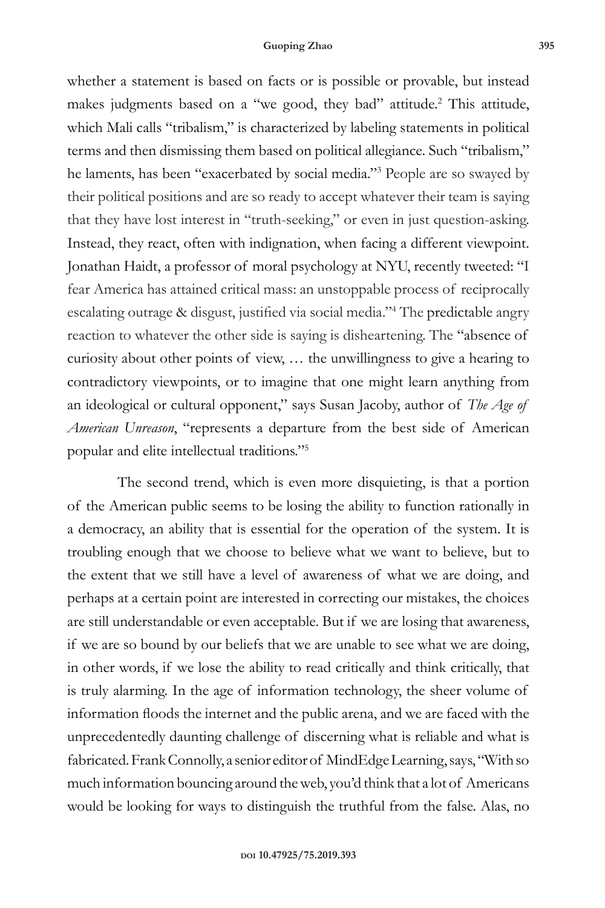whether a statement is based on facts or is possible or provable, but instead makes judgments based on a "we good, they bad" attitude.[2] This attitude, which Mali calls "tribalism," is characterized by labeling statements in political terms and then dismissing them based on political allegiance. Such "tribalism," he laments, has been "exacerbated by social media."[3] People are so swayed by their political positions and are so ready to accept whatever their team is saying that they have lost interest in "truth-seeking," or even in just question-asking. Instead, they react, often with indignation, when facing a different viewpoint. Jonathan Haidt, a professor of moral psychology at NYU, recently tweeted: "I fear America has attained critical mass: an unstoppable process of reciprocally escalating outrage & disgust, justified via social media."[4] The predictable angry reaction to whatever the other side is saying is disheartening. The "absence of curiosity about other points of view, … the unwillingness to give a hearing to contradictory viewpoints, or to imagine that one might learn anything from an ideological or cultural opponent," says Susan Jacoby, author of *The Age of American Unreason*, "represents a departure from the best side of American popular and elite intellectual traditions."[5]

The second trend, which is even more disquieting, is that a portion of the American public seems to be losing the ability to function rationally in a democracy, an ability that is essential for the operation of the system. It is troubling enough that we choose to believe what we want to believe, but to the extent that we still have a level of awareness of what we are doing, and perhaps at a certain point are interested in correcting our mistakes, the choices are still understandable or even acceptable. But if we are losing that awareness, if we are so bound by our beliefs that we are unable to see what we are doing, in other words, if we lose the ability to read critically and think critically, that is truly alarming. In the age of information technology, the sheer volume of information floods the internet and the public arena, and we are faced with the unprecedentedly daunting challenge of discerning what is reliable and what is fabricated. Frank Connolly, a senior editor of MindEdge Learning, says, "With so much information bouncing around the web, you'd think that a lot of Americans would be looking for ways to distinguish the truthful from the false. Alas, no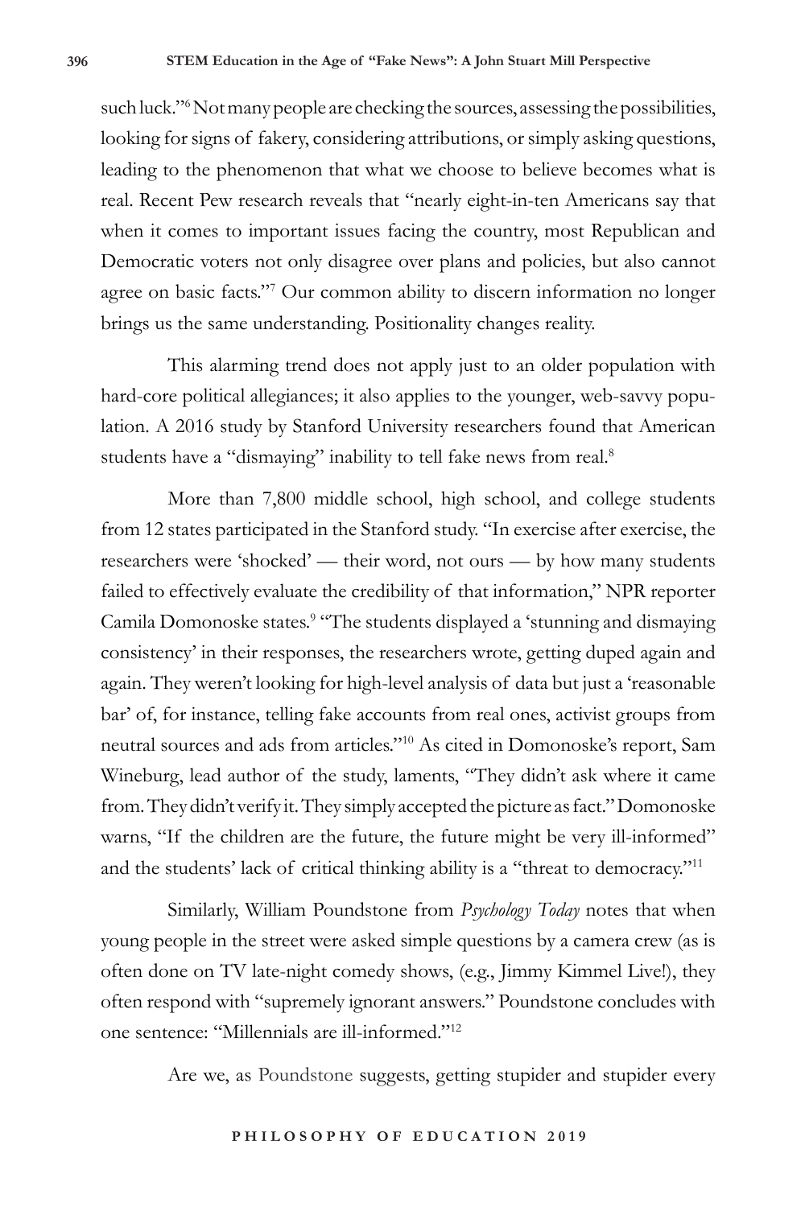such luck."[6] Not many people are checking the sources, assessing the possibilities, looking for signs of fakery, considering attributions, or simply asking questions, leading to the phenomenon that what we choose to believe becomes what is real. Recent Pew research reveals that "nearly eight-in-ten Americans say that when it comes to important issues facing the country, most Republican and Democratic voters not only disagree over plans and policies, but also cannot agree on basic facts."[7] Our common ability to discern information no longer brings us the same understanding. Positionality changes reality.

This alarming trend does not apply just to an older population with hard-core political allegiances; it also applies to the younger, web-savvy population. A 2016 study by Stanford University researchers found that American students have a "dismaying" inability to tell fake news from real.[8]

More than 7,800 middle school, high school, and college students from 12 states participated in the Stanford study. "In exercise after exercise, the researchers were 'shocked' — their word, not ours — by how many students failed to effectively evaluate the credibility of that information," NPR reporter Camila Domonoske states.[9] "The students displayed a 'stunning and dismaying consistency' in their responses, the researchers wrote, getting duped again and again. They weren't looking for high-level analysis of data but just a 'reasonable bar' of, for instance, telling fake accounts from real ones, activist groups from neutral sources and ads from articles."[10] As cited in Domonoske's report, Sam Wineburg, lead author of the study, laments, "They didn't ask where it came from. They didn't verify it. They simply accepted the picture as fact." Domonoske warns, "If the children are the future, the future might be very ill-informed" and the students' lack of critical thinking ability is a "threat to democracy."[11]

Similarly, William Poundstone from *Psychology Today* notes that when young people in the street were asked simple questions by a camera crew (as is often done on TV late-night comedy shows, (e.g., Jimmy Kimmel Live!), they often respond with "supremely ignorant answers." Poundstone concludes with one sentence: "Millennials are ill-informed."[12]

Are we, as Poundstone suggests, getting stupider and stupider every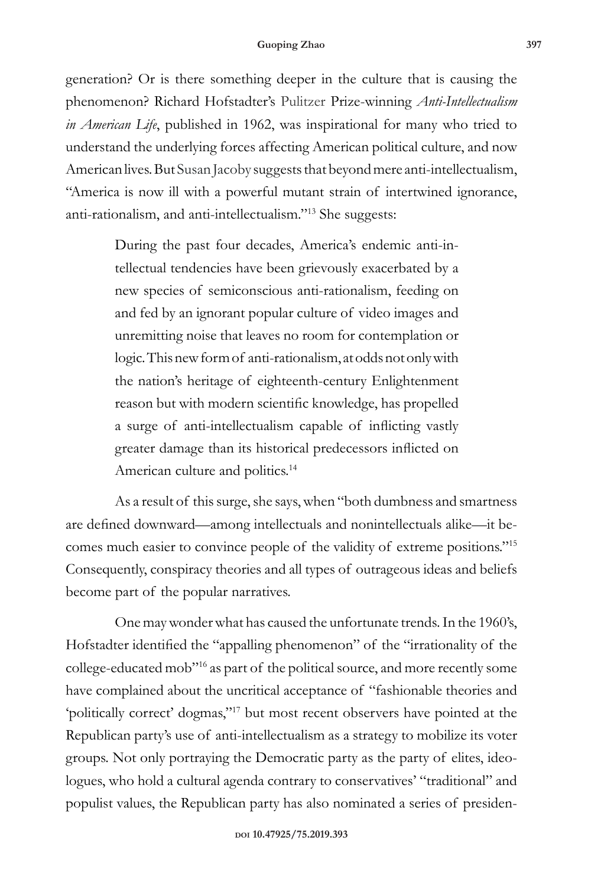generation? Or is there something deeper in the culture that is causing the phenomenon? Richard Hofstadter's Pulitzer Prize-winning *Anti-Intellectualism in American Life*, published in 1962, was inspirational for many who tried to understand the underlying forces affecting American political culture, and now American lives. But Susan Jacoby suggests that beyond mere anti-intellectualism, "America is now ill with a powerful mutant strain of intertwined ignorance, anti-rationalism, and anti-intellectualism."[13] She suggests:

> During the past four decades, America's endemic anti-intellectual tendencies have been grievously exacerbated by a new species of semiconscious anti-rationalism, feeding on and fed by an ignorant popular culture of video images and unremitting noise that leaves no room for contemplation or logic. This new form of anti-rationalism, at odds not only with the nation's heritage of eighteenth-century Enlightenment reason but with modern scientific knowledge, has propelled a surge of anti-intellectualism capable of inflicting vastly greater damage than its historical predecessors inflicted on American culture and politics.[14]

As a result of this surge, she says, when "both dumbness and smartness are defined downward—among intellectuals and nonintellectuals alike—it becomes much easier to convince people of the validity of extreme positions."[15] Consequently, conspiracy theories and all types of outrageous ideas and beliefs become part of the popular narratives.

One may wonder what has caused the unfortunate trends. In the 1960's, Hofstadter identified the "appalling phenomenon" of the "irrationality of the college-educated mob"[16] as part of the political source, and more recently some have complained about the uncritical acceptance of "fashionable theories and 'politically correct' dogmas,"[17] but most recent observers have pointed at the Republican party's use of anti-intellectualism as a strategy to mobilize its voter groups. Not only portraying the Democratic party as the party of elites, ideologues, who hold a cultural agenda contrary to conservatives' "traditional" and populist values, the Republican party has also nominated a series of presiden-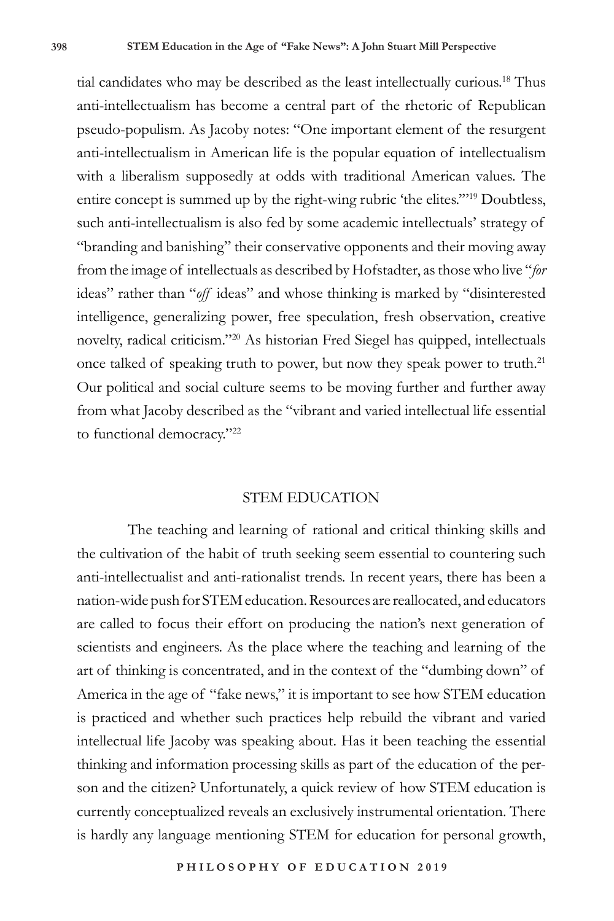tial candidates who may be described as the least intellectually curious.[18] Thus anti-intellectualism has become a central part of the rhetoric of Republican pseudo-populism. As Jacoby notes: "One important element of the resurgent anti-intellectualism in American life is the popular equation of intellectualism with a liberalism supposedly at odds with traditional American values. The entire concept is summed up by the right-wing rubric 'the elites.'"[19] Doubtless, such anti-intellectualism is also fed by some academic intellectuals' strategy of "branding and banishing" their conservative opponents and their moving away from the image of intellectuals as described by Hofstadter, as those who live "*for* ideas" rather than "*off* ideas" and whose thinking is marked by "disinterested intelligence, generalizing power, free speculation, fresh observation, creative novelty, radical criticism."[20] As historian Fred Siegel has quipped, intellectuals once talked of speaking truth to power, but now they speak power to truth.[21] Our political and social culture seems to be moving further and further away from what Jacoby described as the "vibrant and varied intellectual life essential to functional democracy."[22]

## STEM EDUCATION

The teaching and learning of rational and critical thinking skills and the cultivation of the habit of truth seeking seem essential to countering such anti-intellectualist and anti-rationalist trends. In recent years, there has been a nation-wide push for STEM education. Resources are reallocated, and educators are called to focus their effort on producing the nation's next generation of scientists and engineers. As the place where the teaching and learning of the art of thinking is concentrated, and in the context of the "dumbing down" of America in the age of "fake news," it is important to see how STEM education is practiced and whether such practices help rebuild the vibrant and varied intellectual life Jacoby was speaking about. Has it been teaching the essential thinking and information processing skills as part of the education of the person and the citizen? Unfortunately, a quick review of how STEM education is currently conceptualized reveals an exclusively instrumental orientation. There is hardly any language mentioning STEM for education for personal growth,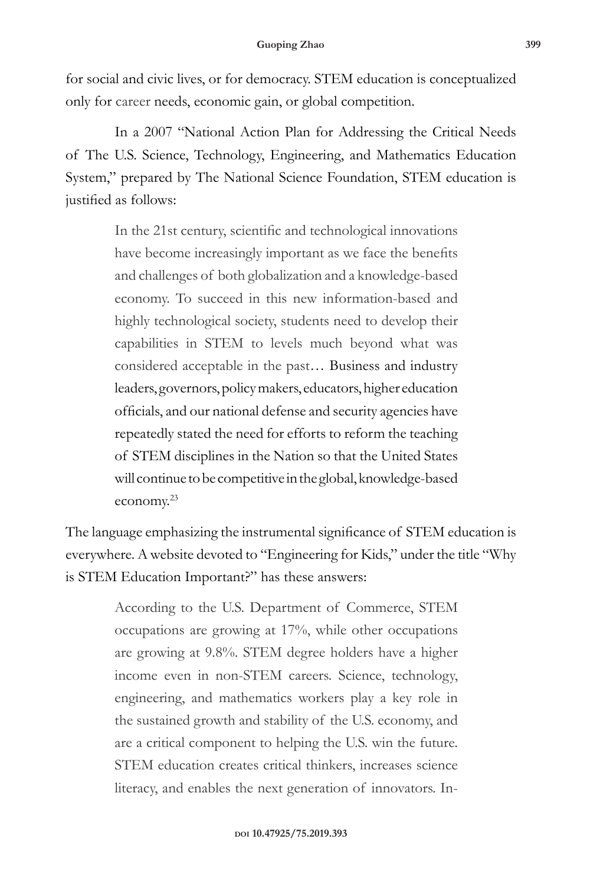for social and civic lives, or for democracy. STEM education is conceptualized only for career needs, economic gain, or global competition.

In a 2007 "National Action Plan for Addressing the Critical Needs of The U.S. Science, Technology, Engineering, and Mathematics Education System," prepared by The National Science Foundation, STEM education is justified as follows:

> In the 21st century, scientific and technological innovations have become increasingly important as we face the benefits and challenges of both globalization and a knowledge-based economy. To succeed in this new information-based and highly technological society, students need to develop their capabilities in STEM to levels much beyond what was considered acceptable in the past… Business and industry leaders, governors, policy makers, educators, higher education officials, and our national defense and security agencies have repeatedly stated the need for efforts to reform the teaching of STEM disciplines in the Nation so that the United States will continue to be competitive in the global, knowledge-based economy.[23]

The language emphasizing the instrumental significance of STEM education is everywhere. A website devoted to "Engineering for Kids," under the title "Why is STEM Education Important?" has these answers:

> According to the U.S. Department of Commerce, STEM occupations are growing at 17%, while other occupations are growing at 9.8%. STEM degree holders have a higher income even in non-STEM careers. Science, technology, engineering, and mathematics workers play a key role in the sustained growth and stability of the U.S. economy, and are a critical component to helping the U.S. win the future. STEM education creates critical thinkers, increases science literacy, and enables the next generation of innovators. In-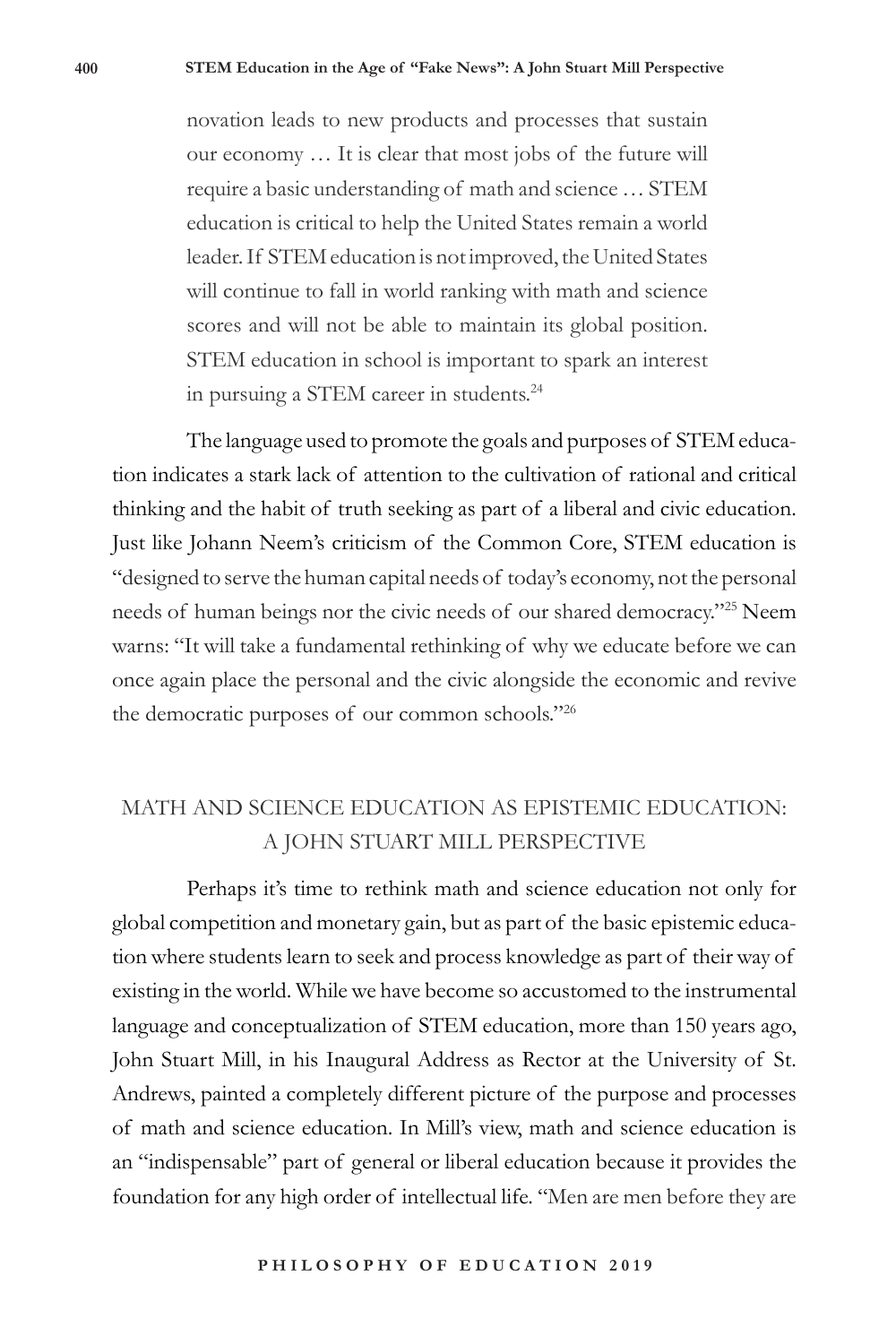> novation leads to new products and processes that sustain our economy … It is clear that most jobs of the future will require a basic understanding of math and science … STEM education is critical to help the United States remain a world leader. If STEM education is not improved, the United States will continue to fall in world ranking with math and science scores and will not be able to maintain its global position. STEM education in school is important to spark an interest in pursuing a STEM career in students.[24]

The language used to promote the goals and purposes of STEM education indicates a stark lack of attention to the cultivation of rational and critical thinking and the habit of truth seeking as part of a liberal and civic education. Just like Johann Neem's criticism of the Common Core, STEM education is "designed to serve the human capital needs of today's economy, not the personal needs of human beings nor the civic needs of our shared democracy."[25] Neem warns: "It will take a fundamental rethinking of why we educate before we can once again place the personal and the civic alongside the economic and revive the democratic purposes of our common schools."[26]

## MATH AND SCIENCE EDUCATION AS EPISTEMIC EDUCATION: A JOHN STUART MILL PERSPECTIVE

Perhaps it's time to rethink math and science education not only for global competition and monetary gain, but as part of the basic epistemic education where students learn to seek and process knowledge as part of their way of existing in the world. While we have become so accustomed to the instrumental language and conceptualization of STEM education, more than 150 years ago, John Stuart Mill, in his Inaugural Address as Rector at the University of St. Andrews, painted a completely different picture of the purpose and processes of math and science education. In Mill's view, math and science education is an "indispensable" part of general or liberal education because it provides the foundation for any high order of intellectual life. "Men are men before they are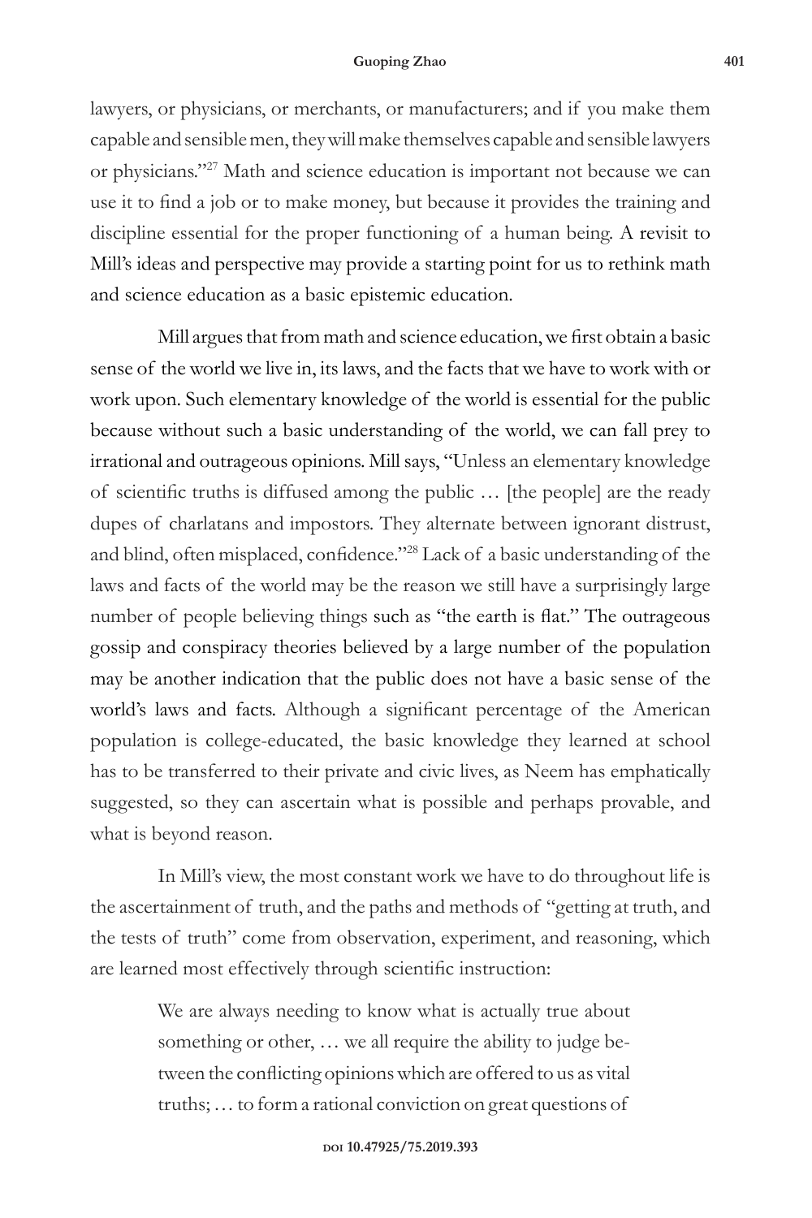lawyers, or physicians, or merchants, or manufacturers; and if you make them capable and sensible men, they will make themselves capable and sensible lawyers or physicians."[27] Math and science education is important not because we can use it to find a job or to make money, but because it provides the training and discipline essential for the proper functioning of a human being. A revisit to Mill's ideas and perspective may provide a starting point for us to rethink math and science education as a basic epistemic education.

Mill argues that from math and science education, we first obtain a basic sense of the world we live in, its laws, and the facts that we have to work with or work upon. Such elementary knowledge of the world is essential for the public because without such a basic understanding of the world, we can fall prey to irrational and outrageous opinions. Mill says, "Unless an elementary knowledge of scientific truths is diffused among the public … [the people] are the ready dupes of charlatans and impostors. They alternate between ignorant distrust, and blind, often misplaced, confidence."[28] Lack of a basic understanding of the laws and facts of the world may be the reason we still have a surprisingly large number of people believing things such as "the earth is flat." The outrageous gossip and conspiracy theories believed by a large number of the population may be another indication that the public does not have a basic sense of the world's laws and facts. Although a significant percentage of the American population is college-educated, the basic knowledge they learned at school has to be transferred to their private and civic lives, as Neem has emphatically suggested, so they can ascertain what is possible and perhaps provable, and what is beyond reason.

In Mill's view, the most constant work we have to do throughout life is the ascertainment of truth, and the paths and methods of "getting at truth, and the tests of truth" come from observation, experiment, and reasoning, which are learned most effectively through scientific instruction:

> We are always needing to know what is actually true about something or other, … we all require the ability to judge between the conflicting opinions which are offered to us as vital truths; … to form a rational conviction on great questions of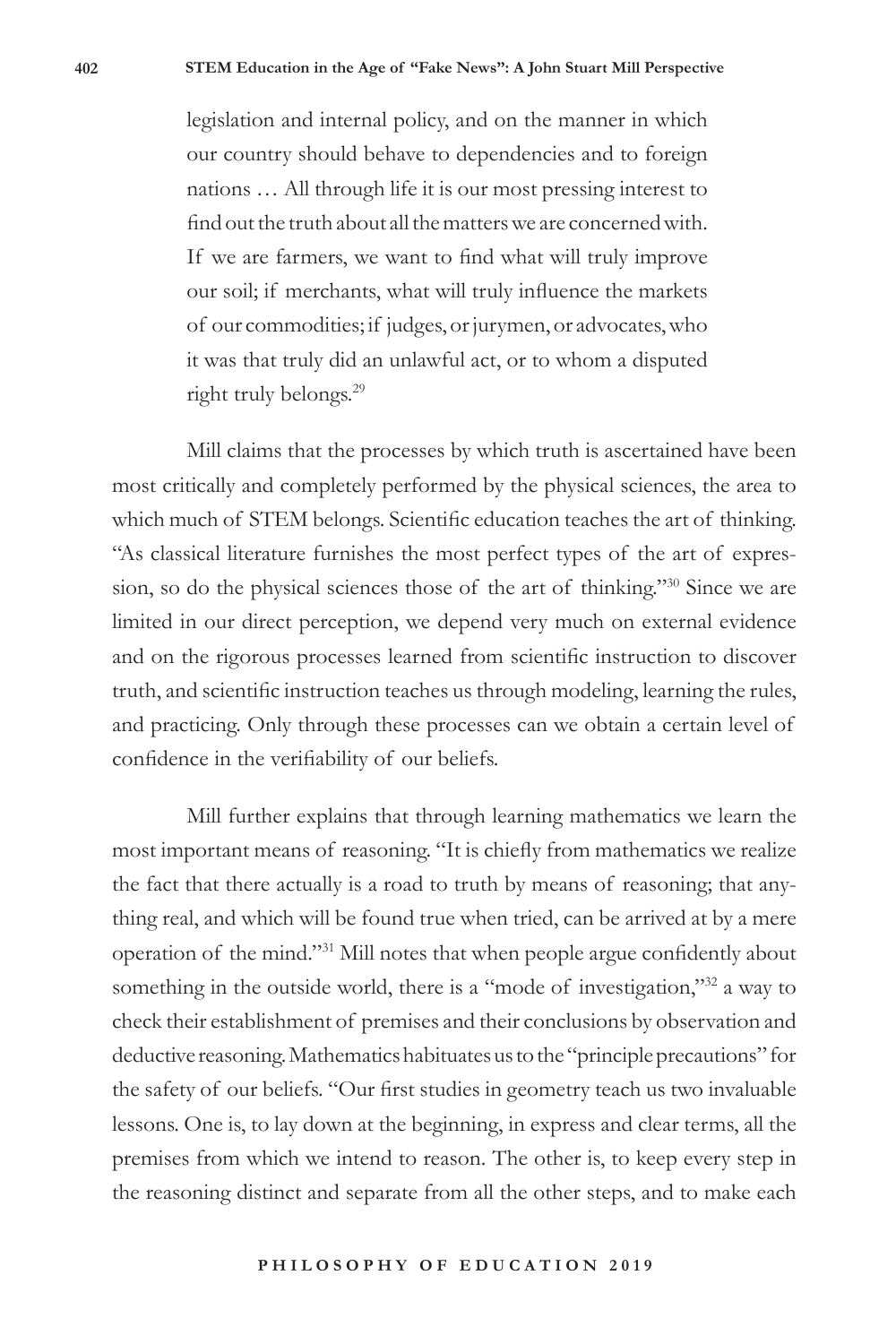> legislation and internal policy, and on the manner in which our country should behave to dependencies and to foreign nations … All through life it is our most pressing interest to find out the truth about all the matters we are concerned with. If we are farmers, we want to find what will truly improve our soil; if merchants, what will truly influence the markets of our commodities; if judges, or jurymen, or advocates, who it was that truly did an unlawful act, or to whom a disputed right truly belongs.[29]

Mill claims that the processes by which truth is ascertained have been most critically and completely performed by the physical sciences, the area to which much of STEM belongs. Scientific education teaches the art of thinking. "As classical literature furnishes the most perfect types of the art of expression, so do the physical sciences those of the art of thinking."[30] Since we are limited in our direct perception, we depend very much on external evidence and on the rigorous processes learned from scientific instruction to discover truth, and scientific instruction teaches us through modeling, learning the rules, and practicing. Only through these processes can we obtain a certain level of confidence in the verifiability of our beliefs.

Mill further explains that through learning mathematics we learn the most important means of reasoning. "It is chiefly from mathematics we realize the fact that there actually is a road to truth by means of reasoning; that anything real, and which will be found true when tried, can be arrived at by a mere operation of the mind."[31] Mill notes that when people argue confidently about something in the outside world, there is a "mode of investigation,"[32] a way to check their establishment of premises and their conclusions by observation and deductive reasoning. Mathematics habituates us to the "principle precautions" for the safety of our beliefs. "Our first studies in geometry teach us two invaluable lessons. One is, to lay down at the beginning, in express and clear terms, all the premises from which we intend to reason. The other is, to keep every step in the reasoning distinct and separate from all the other steps, and to make each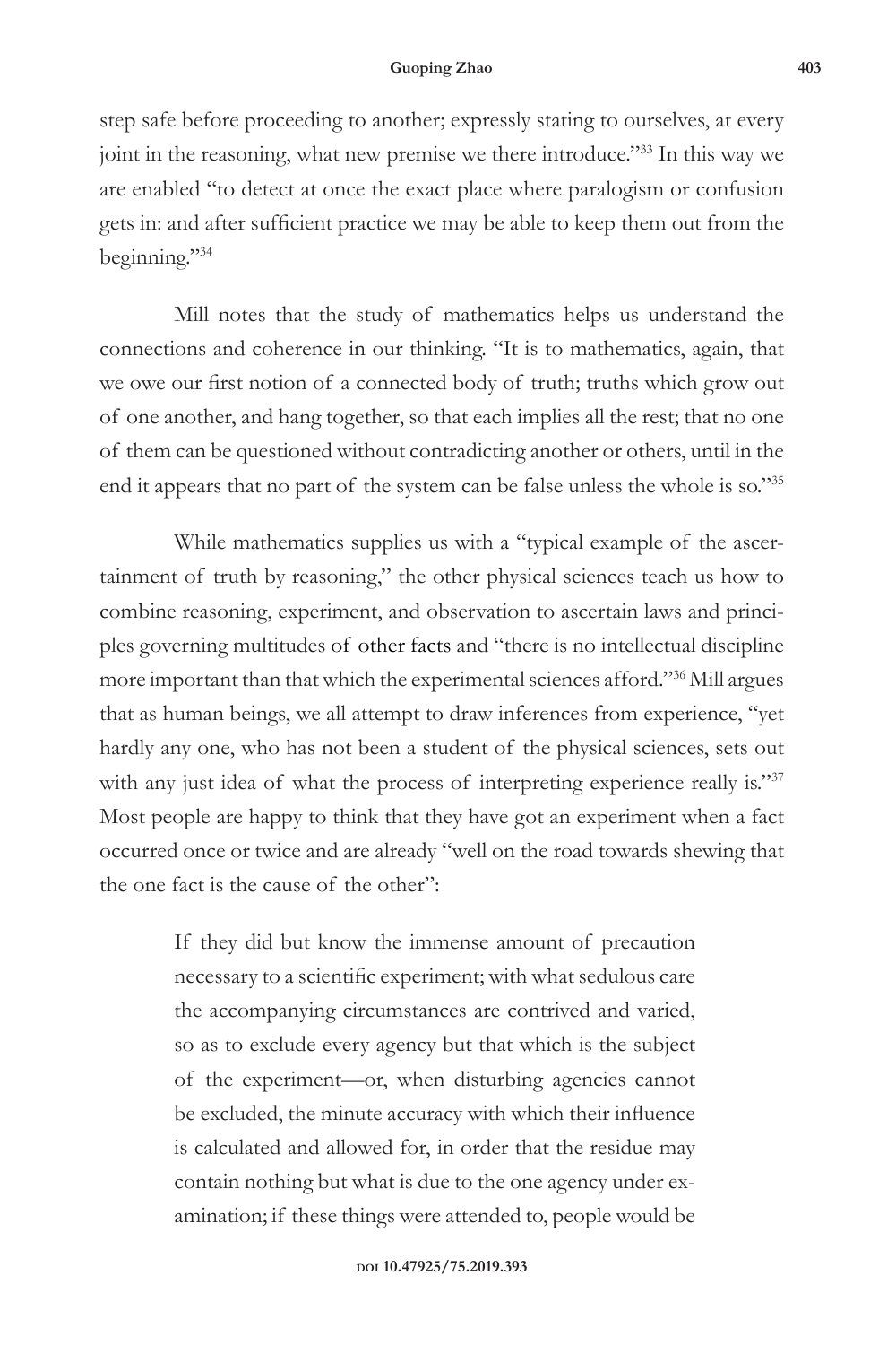step safe before proceeding to another; expressly stating to ourselves, at every joint in the reasoning, what new premise we there introduce."[33] In this way we are enabled "to detect at once the exact place where paralogism or confusion gets in: and after sufficient practice we may be able to keep them out from the beginning."[34]

Mill notes that the study of mathematics helps us understand the connections and coherence in our thinking. "It is to mathematics, again, that we owe our first notion of a connected body of truth; truths which grow out of one another, and hang together, so that each implies all the rest; that no one of them can be questioned without contradicting another or others, until in the end it appears that no part of the system can be false unless the whole is so."[35]

While mathematics supplies us with a "typical example of the ascertainment of truth by reasoning," the other physical sciences teach us how to combine reasoning, experiment, and observation to ascertain laws and principles governing multitudes of other facts and "there is no intellectual discipline more important than that which the experimental sciences afford."[36] Mill argues that as human beings, we all attempt to draw inferences from experience, "yet hardly any one, who has not been a student of the physical sciences, sets out with any just idea of what the process of interpreting experience really is."[37] Most people are happy to think that they have got an experiment when a fact occurred once or twice and are already "well on the road towards shewing that the one fact is the cause of the other":

> If they did but know the immense amount of precaution necessary to a scientific experiment; with what sedulous care the accompanying circumstances are contrived and varied, so as to exclude every agency but that which is the subject of the experiment—or, when disturbing agencies cannot be excluded, the minute accuracy with which their influence is calculated and allowed for, in order that the residue may contain nothing but what is due to the one agency under examination; if these things were attended to, people would be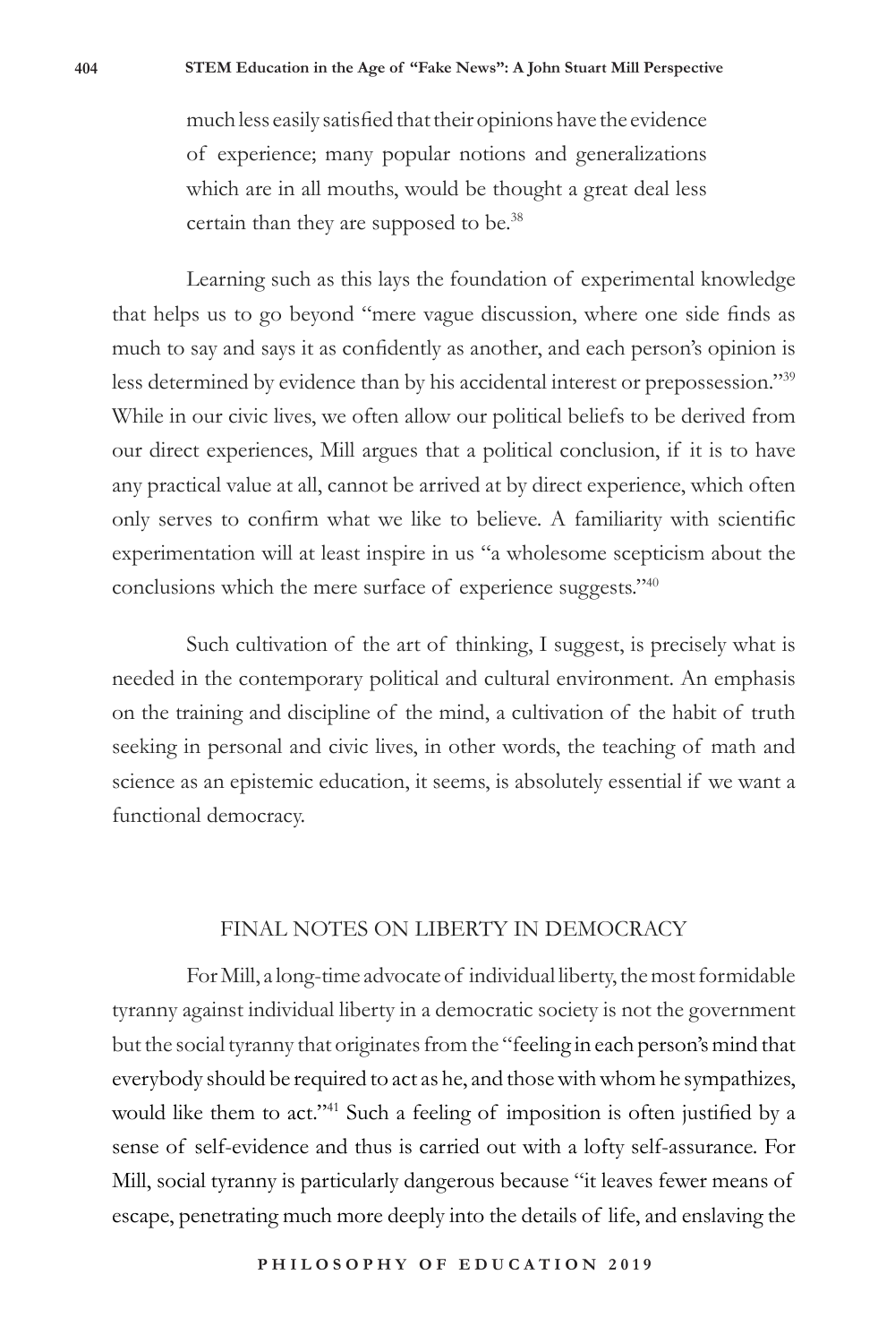much less easily satisfied that their opinions have the evidence of experience; many popular notions and generalizations which are in all mouths, would be thought a great deal less certain than they are supposed to be.[38]

Learning such as this lays the foundation of experimental knowledge that helps us to go beyond "mere vague discussion, where one side finds as much to say and says it as confidently as another, and each person's opinion is less determined by evidence than by his accidental interest or prepossession."[39] While in our civic lives, we often allow our political beliefs to be derived from our direct experiences, Mill argues that a political conclusion, if it is to have any practical value at all, cannot be arrived at by direct experience, which often only serves to confirm what we like to believe. A familiarity with scientific experimentation will at least inspire in us "a wholesome scepticism about the conclusions which the mere surface of experience suggests."[40]

Such cultivation of the art of thinking, I suggest, is precisely what is needed in the contemporary political and cultural environment. An emphasis on the training and discipline of the mind, a cultivation of the habit of truth seeking in personal and civic lives, in other words, the teaching of math and science as an epistemic education, it seems, is absolutely essential if we want a functional democracy.

## FINAL NOTES ON LIBERTY IN DEMOCRACY

For Mill, a long-time advocate of individual liberty, the most formidable tyranny against individual liberty in a democratic society is not the government but the social tyranny that originates from the "feeling in each person's mind that everybody should be required to act as he, and those with whom he sympathizes, would like them to act."[41] Such a feeling of imposition is often justified by a sense of self-evidence and thus is carried out with a lofty self-assurance. For Mill, social tyranny is particularly dangerous because "it leaves fewer means of escape, penetrating much more deeply into the details of life, and enslaving the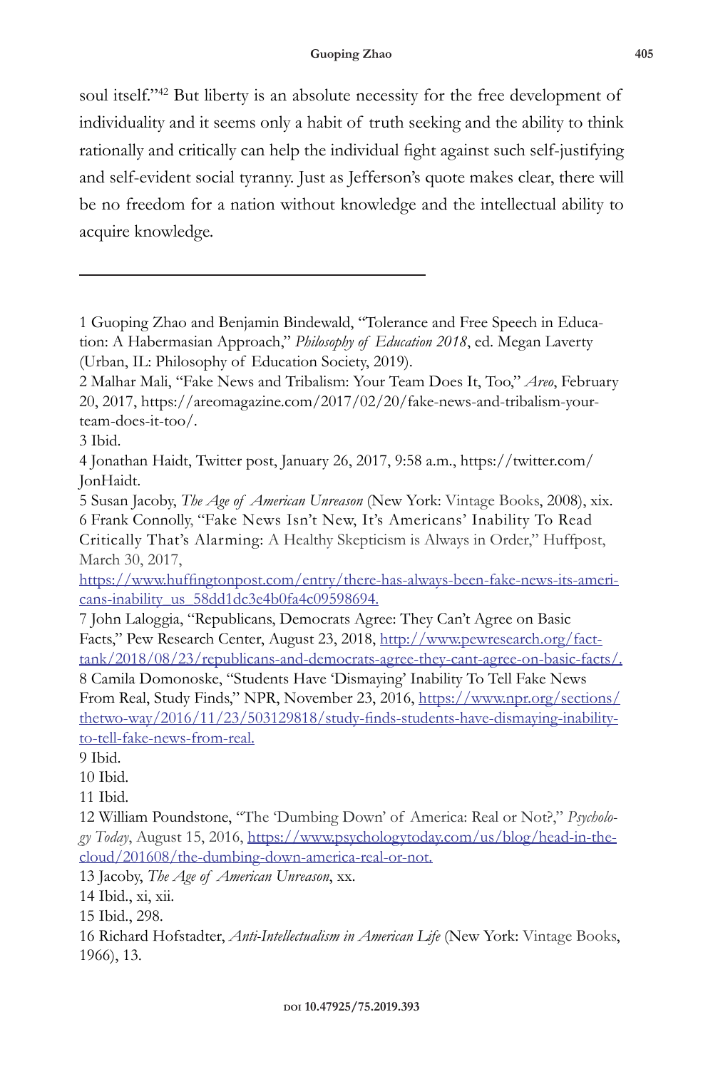soul itself."[42] But liberty is an absolute necessity for the free development of individuality and it seems only a habit of truth seeking and the ability to think rationally and critically can help the individual fight against such self-justifying and self-evident social tyranny. Just as Jefferson's quote makes clear, there will be no freedom for a nation without knowledge and the intellectual ability to acquire knowledge.

---

1 Guoping Zhao and Benjamin Bindewald, "Tolerance and Free Speech in Education: A Habermasian Approach," *Philosophy of Education 2018*, ed. Megan Laverty (Urban, IL: Philosophy of Education Society, 2019).

2 Malhar Mali, "Fake News and Tribalism: Your Team Does It, Too," *Areo*, February 20, 2017, https://areomagazine.com/2017/02/20/fake-news-and-tribalism-your-team-does-it-too/.

3 Ibid.

4 Jonathan Haidt, Twitter post, January 26, 2017, 9:58 a.m., https://twitter.com/JonHaidt.

5 Susan Jacoby, *The Age of American Unreason* (New York: Vintage Books, 2008), xix.

6 Frank Connolly, "Fake News Isn't New, It's Americans' Inability To Read Critically That's Alarming: A Healthy Skepticism is Always in Order," Huffpost, March 30, 2017, https://www.huffingtonpost.com/entry/there-has-always-been-fake-news-its-americans-inability_us_58dd1dc3e4b0fa4c09598694.

7 John Laloggia, "Republicans, Democrats Agree: They Can't Agree on Basic Facts," Pew Research Center, August 23, 2018, http://www.pewresearch.org/fact-tank/2018/08/23/republicans-and-democrats-agree-they-cant-agree-on-basic-facts/.

8 Camila Domonoske, "Students Have 'Dismaying' Inability To Tell Fake News From Real, Study Finds," NPR, November 23, 2016, https://www.npr.org/sections/thetwo-way/2016/11/23/503129818/study-finds-students-have-dismaying-inability-to-tell-fake-news-from-real.

9 Ibid.

10 Ibid.

11 Ibid.

12 William Poundstone, "The 'Dumbing Down' of America: Real or Not?," *Psychology Today*, August 15, 2016, https://www.psychologytoday.com/us/blog/head-in-the-cloud/201608/the-dumbing-down-america-real-or-not.

13 Jacoby, *The Age of American Unreason*, xx.

14 Ibid., xi, xii.

15 Ibid., 298.

16 Richard Hofstadter, *Anti-Intellectualism in American Life* (New York: Vintage Books, 1966), 13.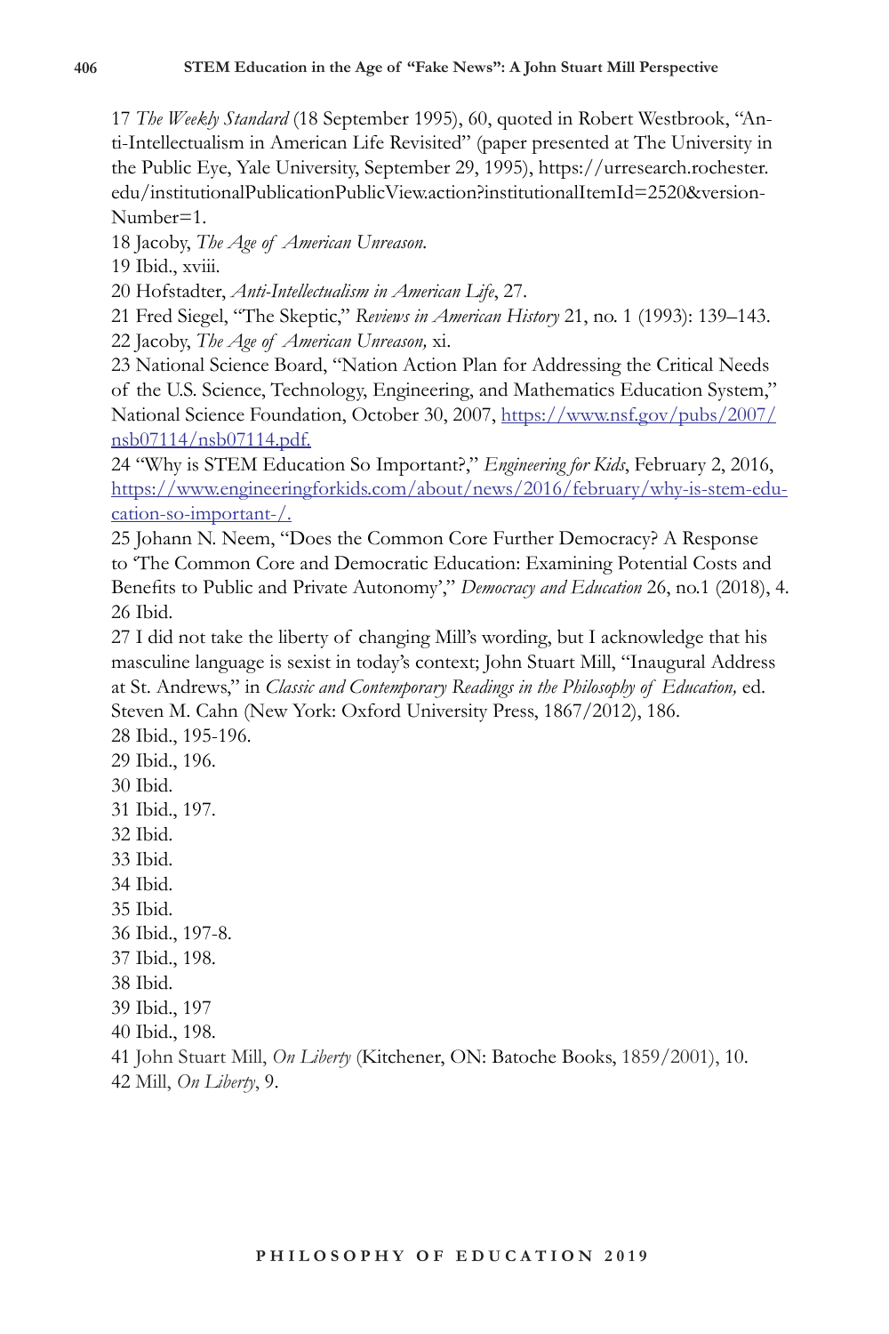17 *The Weekly Standard* (18 September 1995), 60, quoted in Robert Westbrook, "Anti-Intellectualism in American Life Revisited" (paper presented at The University in the Public Eye, Yale University, September 29, 1995), https://urresearch.rochester.edu/institutionalPublicationPublicView.action?institutionalItemId=2520&versionNumber=1.

18 Jacoby, *The Age of American Unreason.*

19 Ibid., xviii.

20 Hofstadter, *Anti-Intellectualism in American Life*, 27.

21 Fred Siegel, "The Skeptic," *Reviews in American History* 21, no. 1 (1993): 139–143.

22 Jacoby, *The Age of American Unreason,* xi.

23 National Science Board, "Nation Action Plan for Addressing the Critical Needs of the U.S. Science, Technology, Engineering, and Mathematics Education System," National Science Foundation, October 30, 2007, https://www.nsf.gov/pubs/2007/nsb07114/nsb07114.pdf.

24 "Why is STEM Education So Important?," *Engineering for Kids*, February 2, 2016, https://www.engineeringforkids.com/about/news/2016/february/why-is-stem-education-so-important-/.

25 Johann N. Neem, "Does the Common Core Further Democracy? A Response to 'The Common Core and Democratic Education: Examining Potential Costs and Benefits to Public and Private Autonomy'," *Democracy and Education* 26, no.1 (2018), 4.

26 Ibid.

27 I did not take the liberty of changing Mill's wording, but I acknowledge that his masculine language is sexist in today's context; John Stuart Mill, "Inaugural Address at St. Andrews," in *Classic and Contemporary Readings in the Philosophy of Education,* ed. Steven M. Cahn (New York: Oxford University Press, 1867/2012), 186.

28 Ibid., 195-196.

29 Ibid., 196.

30 Ibid.

31 Ibid., 197.

32 Ibid.

33 Ibid.

34 Ibid.

35 Ibid.

36 Ibid., 197-8.

37 Ibid., 198.

38 Ibid.

39 Ibid., 197

40 Ibid., 198.

41 John Stuart Mill, *On Liberty* (Kitchener, ON: Batoche Books, 1859/2001), 10.

42 Mill, *On Liberty*, 9.